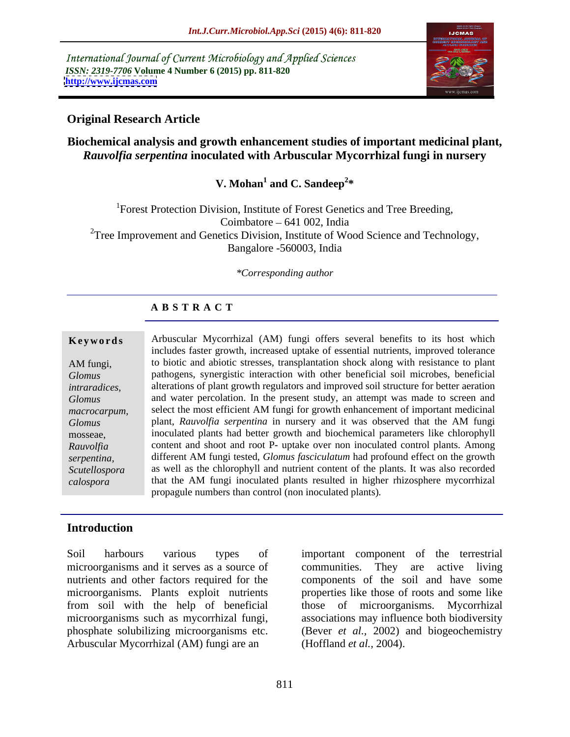International Journal of Current Microbiology and Applied Sciences
*ISSN: 2319-7706* **Volume 4 Number 6 (2015) pp. 811-820**
**http://www.ijcmas.com**

**Original Research Article**

# Biochemical analysis and growth enhancement studies of important medicinal plant, *Rauvolfia serpentina* inoculated with Arbuscular Mycorrhizal fungi in nursery

**V. Mohan[1] and C. Sandeep[2]***

[1]Forest Protection Division, Institute of Forest Genetics and Tree Breeding, Coimbatore – 641 002, India
[2]Tree Improvement and Genetics Division, Institute of Wood Science and Technology, Bangalore -560003, India

*\*Corresponding author*

## A B S T R A C T

**Keywords**

AM fungi, *Glomus intraradices*, *Glomus macrocarpum*, *Glomus* mosseae, *Rauvolfia serpentina*, *Scutellospora calospora*

Arbuscular Mycorrhizal (AM) fungi offers several benefits to its host which includes faster growth, increased uptake of essential nutrients, improved tolerance to biotic and abiotic stresses, transplantation shock along with resistance to plant pathogens, synergistic interaction with other beneficial soil microbes, beneficial alterations of plant growth regulators and improved soil structure for better aeration and water percolation. In the present study, an attempt was made to screen and select the most efficient AM fungi for growth enhancement of important medicinal plant, *Rauvolfia serpentina* in nursery and it was observed that the AM fungi inoculated plants had better growth and biochemical parameters like chlorophyll content and shoot and root P- uptake over non inoculated control plants. Among different AM fungi tested, *Glomus fasciculatum* had profound effect on the growth as well as the chlorophyll and nutrient content of the plants. It was also recorded that the AM fungi inoculated plants resulted in higher rhizosphere mycorrhizal propagule numbers than control (non inoculated plants).

## Introduction

Soil harbours various types of microorganisms and it serves as a source of nutrients and other factors required for the microorganisms. Plants exploit nutrients from soil with the help of beneficial microorganisms such as mycorrhizal fungi, phosphate solubilizing microorganisms etc. Arbuscular Mycorrhizal (AM) fungi are an important component of the terrestrial communities. They are active living components of the soil and have some properties like those of roots and some like those of microorganisms. Mycorrhizal associations may influence both biodiversity (Bever *et al.*, 2002) and biogeochemistry (Hoffland *et al.*, 2004).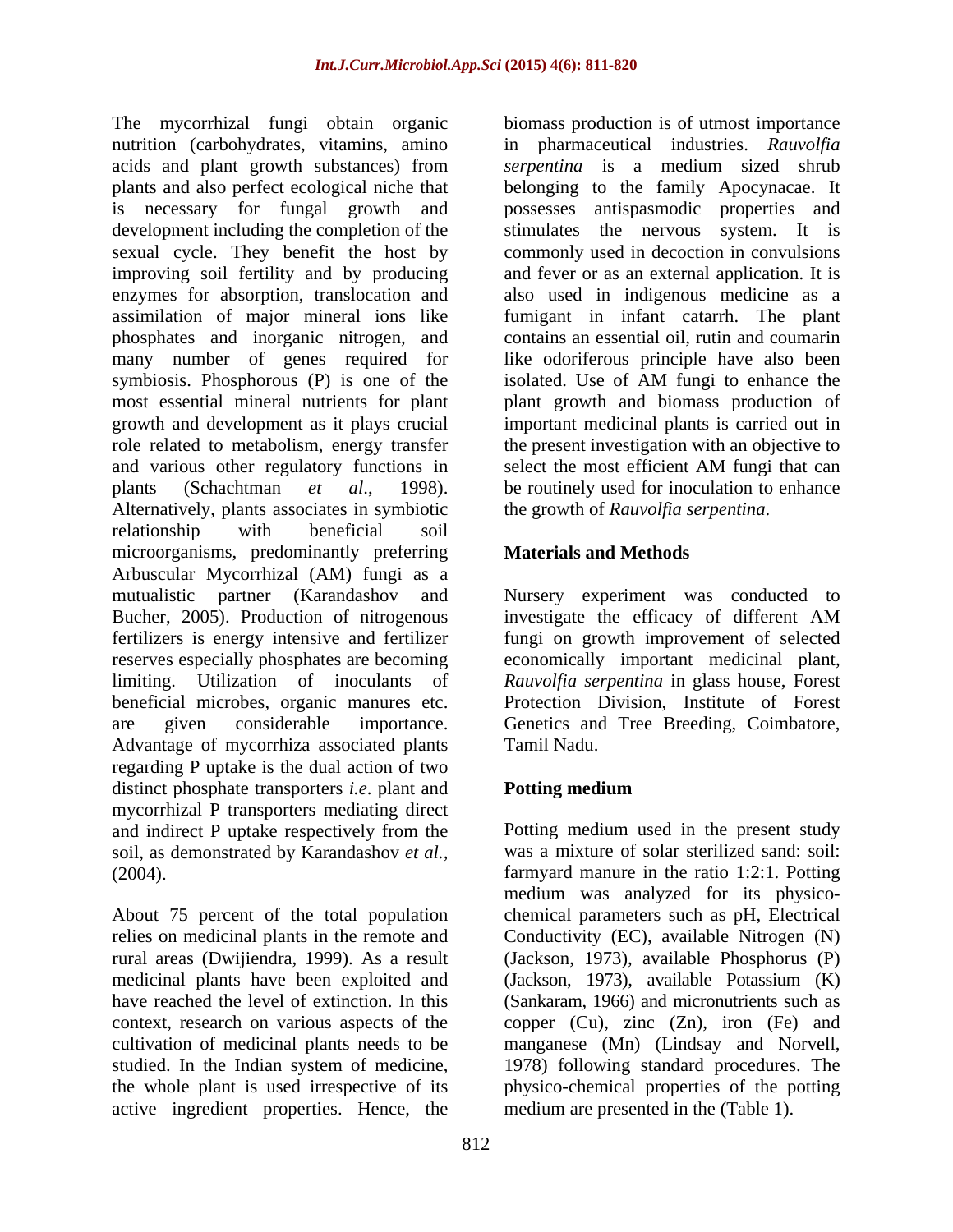The mycorrhizal fungi obtain organic nutrition (carbohydrates, vitamins, amino acids and plant growth substances) from plants and also perfect ecological niche that is necessary for fungal growth and development including the completion of the sexual cycle. They benefit the host by improving soil fertility and by producing enzymes for absorption, translocation and assimilation of major mineral ions like phosphates and inorganic nitrogen, and many number of genes required for symbiosis. Phosphorous (P) is one of the most essential mineral nutrients for plant growth and development as it plays crucial role related to metabolism, energy transfer and various other regulatory functions in plants (Schachtman *et al*., 1998). Alternatively, plants associates in symbiotic relationship with beneficial soil microorganisms, predominantly preferring Arbuscular Mycorrhizal (AM) fungi as a mutualistic partner (Karandashov and Bucher, 2005). Production of nitrogenous fertilizers is energy intensive and fertilizer reserves especially phosphates are becoming limiting. Utilization of inoculants of beneficial microbes, organic manures etc. are given considerable importance. Advantage of mycorrhiza associated plants regarding P uptake is the dual action of two distinct phosphate transporters *i.e*. plant and mycorrhizal P transporters mediating direct and indirect P uptake respectively from the soil, as demonstrated by Karandashov *et al.*, (2004).

About 75 percent of the total population relies on medicinal plants in the remote and rural areas (Dwijiendra, 1999). As a result medicinal plants have been exploited and have reached the level of extinction. In this context, research on various aspects of the cultivation of medicinal plants needs to be studied. In the Indian system of medicine, the whole plant is used irrespective of its active ingredient properties. Hence, the biomass production is of utmost importance in pharmaceutical industries. *Rauvolfia serpentina* is a medium sized shrub belonging to the family Apocynacae. It possesses antispasmodic properties and stimulates the nervous system. It is commonly used in decoction in convulsions and fever or as an external application. It is also used in indigenous medicine as a fumigant in infant catarrh. The plant contains an essential oil, rutin and coumarin like odoriferous principle have also been isolated. Use of AM fungi to enhance the plant growth and biomass production of important medicinal plants is carried out in the present investigation with an objective to select the most efficient AM fungi that can be routinely used for inoculation to enhance the growth of *Rauvolfia serpentina*.

## Materials and Methods

Nursery experiment was conducted to investigate the efficacy of different AM fungi on growth improvement of selected economically important medicinal plant, *Rauvolfia serpentina* in glass house, Forest Protection Division, Institute of Forest Genetics and Tree Breeding, Coimbatore, Tamil Nadu.

### Potting medium

Potting medium used in the present study was a mixture of solar sterilized sand: soil: farmyard manure in the ratio 1:2:1. Potting medium was analyzed for its physico-chemical parameters such as pH, Electrical Conductivity (EC), available Nitrogen (N) (Jackson, 1973), available Phosphorus (P) (Jackson, 1973), available Potassium (K) (Sankaram, 1966) and micronutrients such as copper (Cu), zinc (Zn), iron (Fe) and manganese (Mn) (Lindsay and Norvell, 1978) following standard procedures. The physico-chemical properties of the potting medium are presented in the (Table 1).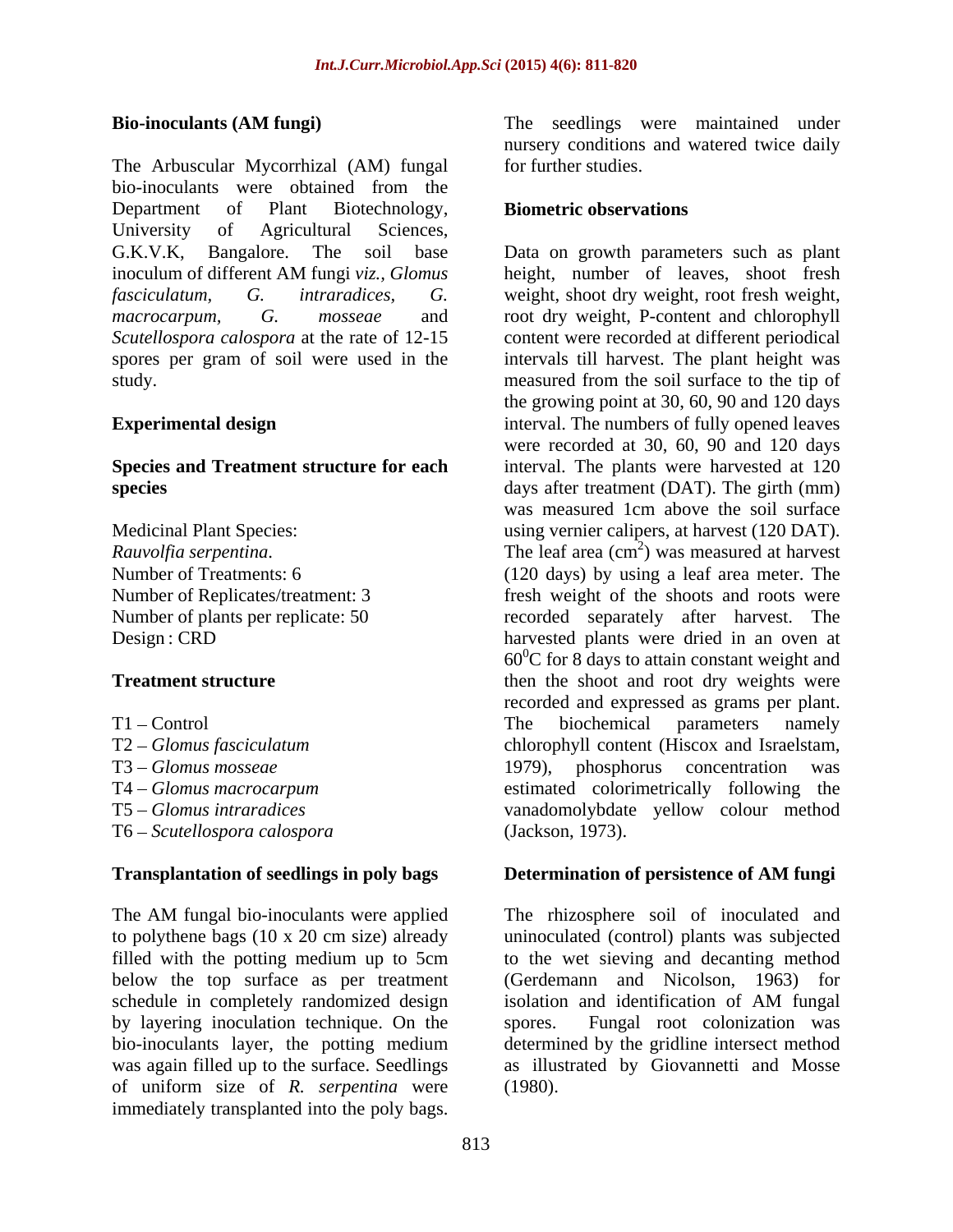**Bio-inoculants (AM fungi)**

The Arbuscular Mycorrhizal (AM) fungal bio-inoculants were obtained from the Department of Plant Biotechnology, University of Agricultural Sciences, G.K.V.K, Bangalore. The soil base inoculum of different AM fungi *viz., Glomus fasciculatum*, *G. intraradices*, *G. macrocarpum*, *G. mosseae* and *Scutellospora calospora* at the rate of 12-15 spores per gram of soil were used in the study.

**Experimental design**

**Species and Treatment structure for each species**

Medicinal Plant Species: *Rauvolfia serpentina*.
Number of Treatments: 6
Number of Replicates/treatment: 3
Number of plants per replicate: 50
Design : CRD

**Treatment structure**

T1 – Control
T2 – *Glomus fasciculatum*
T3 – *Glomus mosseae*
T4 – *Glomus macrocarpum*
T5 – *Glomus intraradices*
T6 – *Scutellospora calospora*

**Transplantation of seedlings in poly bags**

The AM fungal bio-inoculants were applied to polythene bags (10 x 20 cm size) already filled with the potting medium up to 5cm below the top surface as per treatment schedule in completely randomized design by layering inoculation technique. On the bio-inoculants layer, the potting medium was again filled up to the surface. Seedlings of uniform size of *R. serpentina* were immediately transplanted into the poly bags. The seedlings were maintained under nursery conditions and watered twice daily for further studies.

**Biometric observations**

Data on growth parameters such as plant height, number of leaves, shoot fresh weight, shoot dry weight, root fresh weight, root dry weight, P-content and chlorophyll content were recorded at different periodical intervals till harvest. The plant height was measured from the soil surface to the tip of the growing point at 30, 60, 90 and 120 days interval. The numbers of fully opened leaves were recorded at 30, 60, 90 and 120 days interval. The plants were harvested at 120 days after treatment (DAT). The girth (mm) was measured 1cm above the soil surface using vernier calipers, at harvest (120 DAT). The leaf area ($cm^2$) was measured at harvest (120 days) by using a leaf area meter. The fresh weight of the shoots and roots were recorded separately after harvest. The harvested plants were dried in an oven at $60^0$C for 8 days to attain constant weight and then the shoot and root dry weights were recorded and expressed as grams per plant. The biochemical parameters namely chlorophyll content (Hiscox and Israelstam, 1979), phosphorus concentration was estimated colorimetrically following the vanadomolybdate yellow colour method (Jackson, 1973).

**Determination of persistence of AM fungi**

The rhizosphere soil of inoculated and uninoculated (control) plants was subjected to the wet sieving and decanting method (Gerdemann and Nicolson, 1963) for isolation and identification of AM fungal spores. Fungal root colonization was determined by the gridline intersect method as illustrated by Giovannetti and Mosse (1980).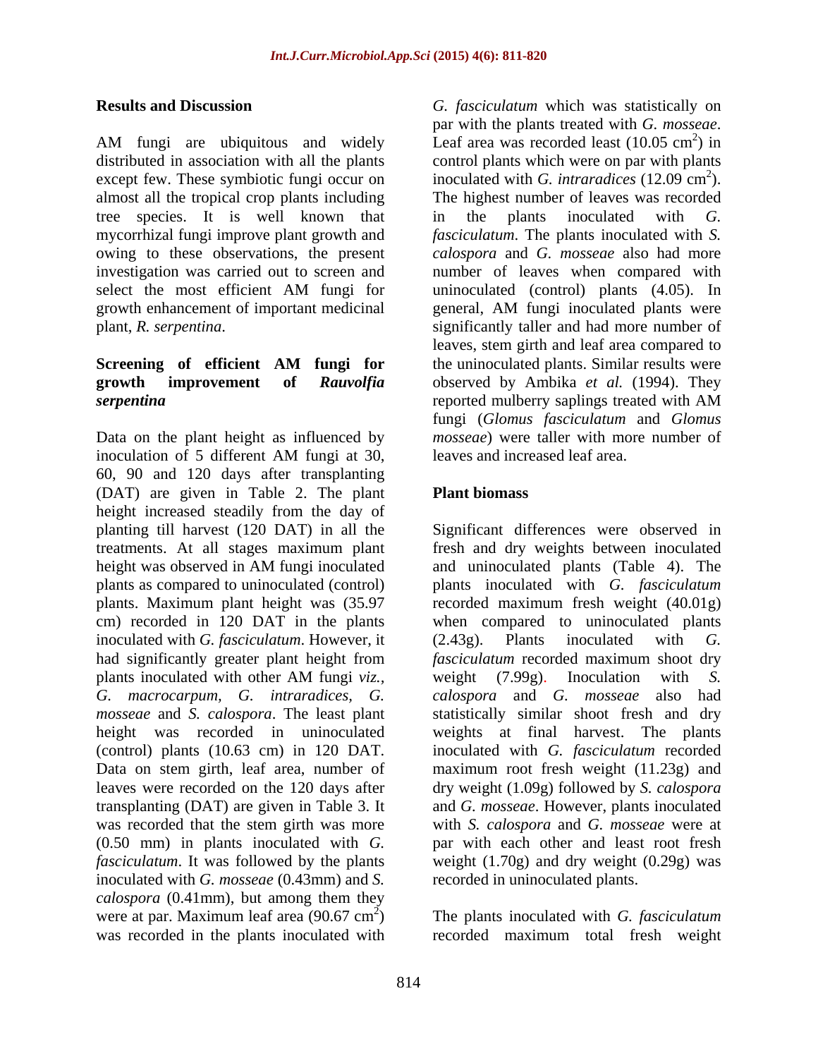## Results and Discussion

AM fungi are ubiquitous and widely distributed in association with all the plants except few. These symbiotic fungi occur on almost all the tropical crop plants including tree species. It is well known that mycorrhizal fungi improve plant growth and owing to these observations, the present investigation was carried out to screen and select the most efficient AM fungi for growth enhancement of important medicinal plant, *R. serpentina*.

### Screening of efficient AM fungi for growth improvement of *Rauvolfia serpentina*

Data on the plant height as influenced by inoculation of 5 different AM fungi at 30, 60, 90 and 120 days after transplanting (DAT) are given in Table 2. The plant height increased steadily from the day of planting till harvest (120 DAT) in all the treatments. At all stages maximum plant height was observed in AM fungi inoculated plants as compared to uninoculated (control) plants. Maximum plant height was (35.97 cm) recorded in 120 DAT in the plants inoculated with *G. fasciculatum*. However, it had significantly greater plant height from plants inoculated with other AM fungi *viz.*, *G. macrocarpum*, *G. intraradices*, *G. mosseae* and *S. calospora*. The least plant height was recorded in uninoculated (control) plants (10.63 cm) in 120 DAT. Data on stem girth, leaf area, number of leaves were recorded on the 120 days after transplanting (DAT) are given in Table 3. It was recorded that the stem girth was more (0.50 mm) in plants inoculated with *G. fasciculatum*. It was followed by the plants inoculated with *G. mosseae* (0.43mm) and *S. calospora* (0.41mm), but among them they were at par. Maximum leaf area (90.67 $cm^2$) was recorded in the plants inoculated with *G. fasciculatum* which was statistically on par with the plants treated with *G. mosseae*. Leaf area was recorded least (10.05 $cm^2$) in control plants which were on par with plants inoculated with *G. intraradices* (12.09 $cm^2$). The highest number of leaves was recorded in the plants inoculated with *G. fasciculatum*. The plants inoculated with *S. calospora* and *G. mosseae* also had more number of leaves when compared with uninoculated (control) plants (4.05). In general, AM fungi inoculated plants were significantly taller and had more number of leaves, stem girth and leaf area compared to the uninoculated plants. Similar results were observed by Ambika *et al.* (1994). They reported mulberry saplings treated with AM fungi (*Glomus fasciculatum* and *Glomus mosseae*) were taller with more number of leaves and increased leaf area.

### Plant biomass

Significant differences were observed in fresh and dry weights between inoculated and uninoculated plants (Table 4). The plants inoculated with *G. fasciculatum* recorded maximum fresh weight (40.01g) when compared to uninoculated plants (2.43g). Plants inoculated with *G. fasciculatum* recorded maximum shoot dry weight (7.99g). Inoculation with *S. calospora* and *G. mosseae* also had statistically similar shoot fresh and dry weights at final harvest. The plants inoculated with *G. fasciculatum* recorded maximum root fresh weight (11.23g) and dry weight (1.09g) followed by *S. calospora* and *G. mosseae*. However, plants inoculated with *S. calospora* and *G. mosseae* were at par with each other and least root fresh weight (1.70g) and dry weight (0.29g) was recorded in uninoculated plants.

The plants inoculated with *G. fasciculatum* recorded maximum total fresh weight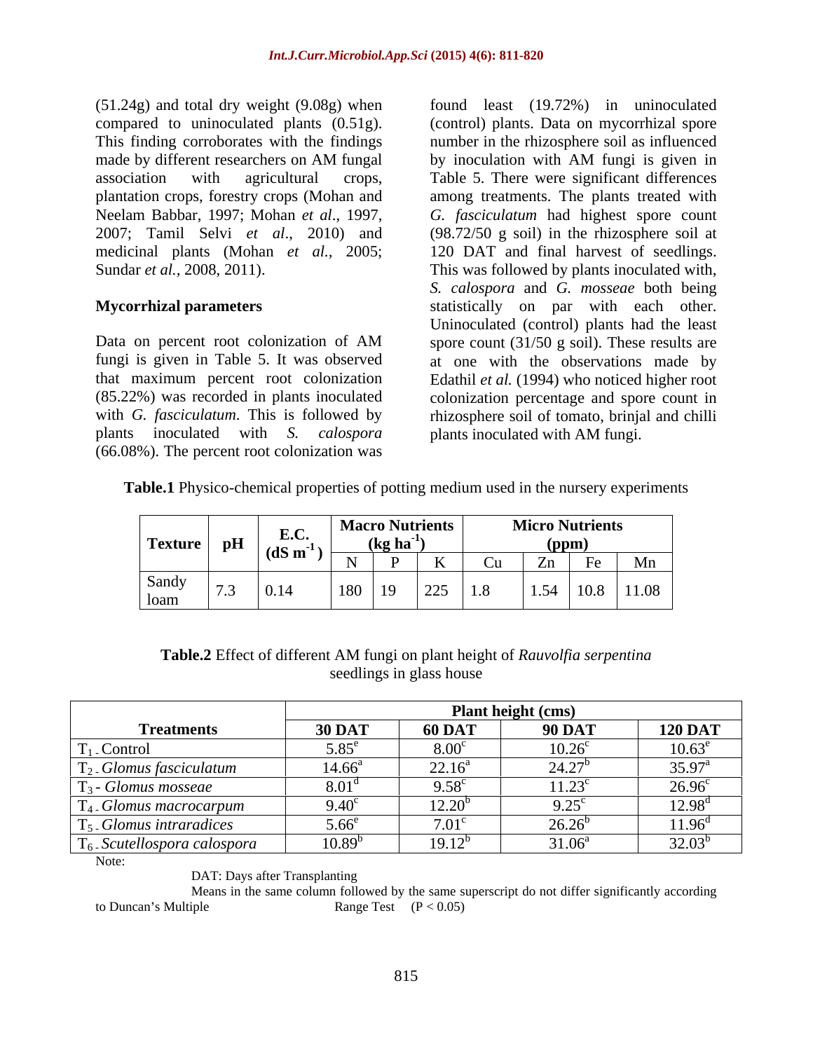(51.24g) and total dry weight (9.08g) when compared to uninoculated plants (0.51g). This finding corroborates with the findings made by different researchers on AM fungal association with agricultural crops, plantation crops, forestry crops (Mohan and Neelam Babbar, 1997; Mohan *et al*., 1997, 2007; Tamil Selvi *et al*., 2010) and medicinal plants (Mohan *et al.*, 2005; Sundar *et al.*, 2008, 2011).

**Mycorrhizal parameters**

Data on percent root colonization of AM fungi is given in Table 5. It was observed that maximum percent root colonization (85.22%) was recorded in plants inoculated with *G. fasciculatum*. This is followed by plants inoculated with *S. calospora* (66.08%). The percent root colonization was found least (19.72%) in uninoculated (control) plants. Data on mycorrhizal spore number in the rhizosphere soil as influenced by inoculation with AM fungi is given in Table 5. There were significant differences among treatments. The plants treated with *G. fasciculatum* had highest spore count (98.72/50 g soil) in the rhizosphere soil at 120 DAT and final harvest of seedlings. This was followed by plants inoculated with, *S. calospora* and *G. mosseae* both being statistically on par with each other. Uninoculated (control) plants had the least spore count (31/50 g soil). These results are at one with the observations made by Edathil *et al.* (1994) who noticed higher root colonization percentage and spore count in rhizosphere soil of tomato, brinjal and chilli plants inoculated with AM fungi.

**Table.1** Physico-chemical properties of potting medium used in the nursery experiments

| Texture | pH | E.C. ($dS\ m^{-1}$) | Macro Nutrients ($kg\ ha^{-1}$) | | | Micro Nutrients (ppm) | | | |
|---|---|---|---|---|---|---|---|---|---|
| | | | N | P | K | Cu | Zn | Fe | Mn |
| Sandy loam | 7.3 | 0.14 | 180 | 19 | 225 | 1.8 | 1.54 | 10.8 | 11.08 |

**Table.2** Effect of different AM fungi on plant height of *Rauvolfia serpentina* seedlings in glass house

| Treatments | Plant height (cms) | | | |
|---|---|---|---|---|
| | 30 DAT | 60 DAT | 90 DAT | 120 DAT |
| $T_1$ - Control | $5.85^e$ | $8.00^c$ | $10.26^c$ | $10.63^e$ |
| $T_2$ - *Glomus fasciculatum* | $14.66^a$ | $22.16^a$ | $24.27^b$ | $35.97^a$ |
| $T_3$ - *Glomus mosseae* | $8.01^d$ | $9.58^c$ | $11.23^c$ | $26.96^c$ |
| $T_4$ - *Glomus macrocarpum* | $9.40^c$ | $12.20^b$ | $9.25^c$ | $12.98^d$ |
| $T_5$ - *Glomus intraradices* | $5.66^e$ | $7.01^c$ | $26.26^b$ | $11.96^d$ |
| $T_6$ - *Scutellospora calospora* | $10.89^b$ | $19.12^b$ | $31.06^a$ | $32.03^b$ |

Note:

DAT: Days after Transplanting

Means in the same column followed by the same superscript do not differ significantly according to Duncan's Multiple Range Test ($P < 0.05$)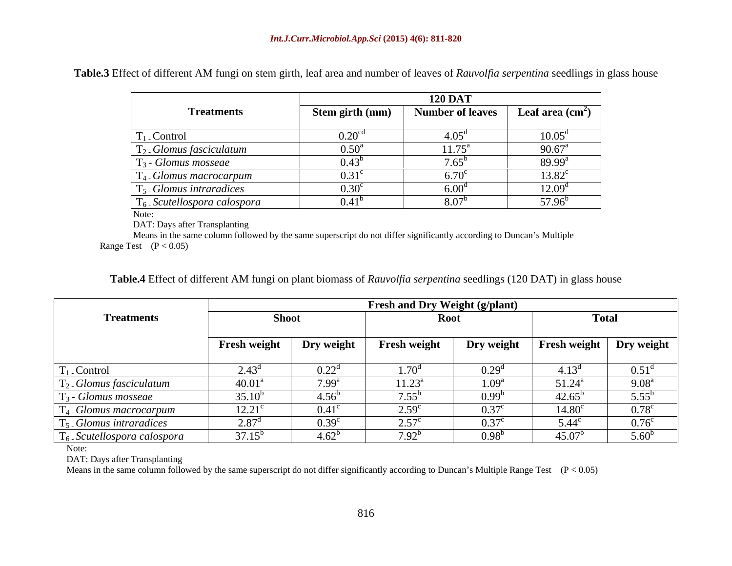**Table.3** Effect of different AM fungi on stem girth, leaf area and number of leaves of *Rauvolfia serpentina* seedlings in glass house

| Treatments | 120 DAT | | |
|---|---|---|---|
| | Stem girth (mm) | Number of leaves | Leaf area ($cm^2$) |
| $T_1$ - Control | $0.20^{cd}$ | $4.05^{d}$ | $10.05^{d}$ |
| $T_2$ - *Glomus fasciculatum* | $0.50^{a}$ | $11.75^{a}$ | $90.67^{a}$ |
| $T_3$ - *Glomus mosseae* | $0.43^{b}$ | $7.65^{b}$ | $89.99^{a}$ |
| $T_4$ - *Glomus macrocarpum* | $0.31^{c}$ | $6.70^{c}$ | $13.82^{c}$ |
| $T_5$ - *Glomus intraradices* | $0.30^{c}$ | $6.00^{d}$ | $12.09^{d}$ |
| $T_6$ - *Scutellospora calospora* | $0.41^{b}$ | $8.07^{b}$ | $57.96^{b}$ |

Note:

DAT: Days after Transplanting

Means in the same column followed by the same superscript do not differ significantly according to Duncan's Multiple Range Test ($P < 0.05$)

**Table.4** Effect of different AM fungi on plant biomass of *Rauvolfia serpentina* seedlings (120 DAT) in glass house

| Treatments | Fresh and Dry Weight (g/plant) | | | | | |
|---|---|---|---|---|---|---|
| | Shoot | | Root | | Total | |
| | Fresh weight | Dry weight | Fresh weight | Dry weight | Fresh weight | Dry weight |
| $T_1$ - Control | $2.43^{d}$ | $0.22^{d}$ | $1.70^{d}$ | $0.29^{d}$ | $4.13^{d}$ | $0.51^{d}$ |
| $T_2$ - *Glomus fasciculatum* | $40.01^{a}$ | $7.99^{a}$ | $11.23^{a}$ | $1.09^{a}$ | $51.24^{a}$ | $9.08^{a}$ |
| $T_3$ - *Glomus mosseae* | $35.10^{b}$ | $4.56^{b}$ | $7.55^{b}$ | $0.99^{b}$ | $42.65^{b}$ | $5.55^{b}$ |
| $T_4$ - *Glomus macrocarpum* | $12.21^{c}$ | $0.41^{c}$ | $2.59^{c}$ | $0.37^{c}$ | $14.80^{c}$ | $0.78^{c}$ |
| $T_5$ - *Glomus intraradices* | $2.87^{d}$ | $0.39^{c}$ | $2.57^{c}$ | $0.37^{c}$ | $5.44^{c}$ | $0.76^{c}$ |
| $T_6$ - *Scutellospora calospora* | $37.15^{b}$ | $4.62^{b}$ | $7.92^{b}$ | $0.98^{b}$ | $45.07^{b}$ | $5.60^{b}$ |

Note:

DAT: Days after Transplanting

Means in the same column followed by the same superscript do not differ significantly according to Duncan's Multiple Range Test ($P < 0.05$)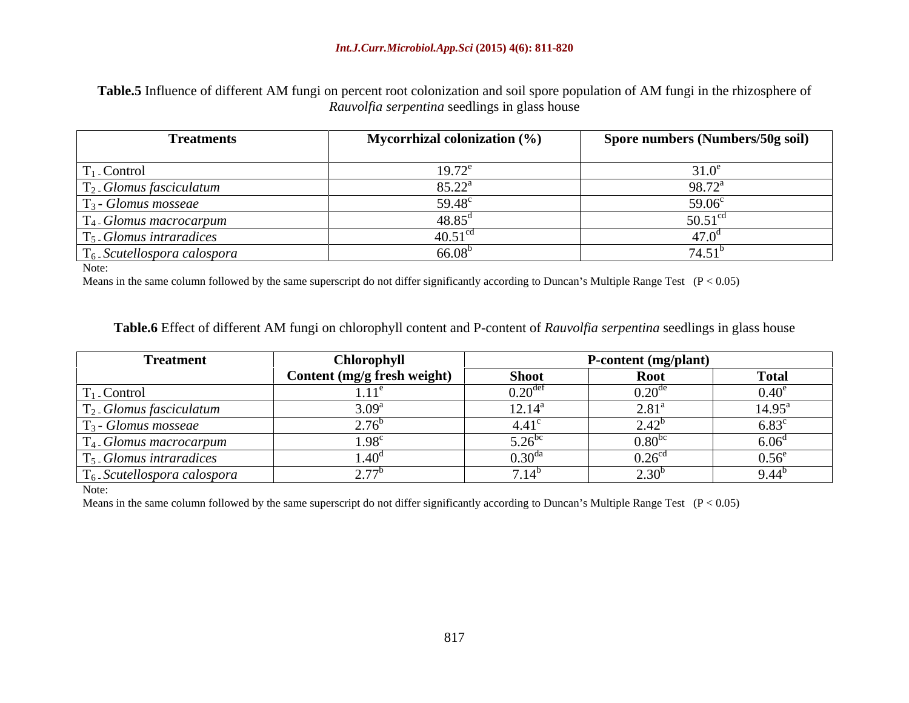**Table.5** Influence of different AM fungi on percent root colonization and soil spore population of AM fungi in the rhizosphere of *Rauvolfia serpentina* seedlings in glass house

| Treatments | Mycorrhizal colonization (%) | Spore numbers (Numbers/50g soil) |
|---|---|---|
| $T_1$ - Control | $19.72^{e}$ | $31.0^{e}$ |
| $T_2$ - *Glomus fasciculatum* | $85.22^{a}$ | $98.72^{a}$ |
| $T_3$ - *Glomus mosseae* | $59.48^{c}$ | $59.06^{c}$ |
| $T_4$ - *Glomus macrocarpum* | $48.85^{d}$ | $50.51^{cd}$ |
| $T_5$ - *Glomus intraradices* | $40.51^{cd}$ | $47.0^{d}$ |
| $T_6$ - *Scutellospora calospora* | $66.08^{b}$ | $74.51^{b}$ |

Note:
Means in the same column followed by the same superscript do not differ significantly according to Duncan's Multiple Range Test ($P < 0.05$)

**Table.6** Effect of different AM fungi on chlorophyll content and P-content of *Rauvolfia serpentina* seedlings in glass house

| Treatment | Chlorophyll Content (mg/g fresh weight) | P-content (mg/plant) | | |
|---|---|---|---|---|
| | | Shoot | Root | Total |
| $T_1$ - Control | $1.11^{e}$ | $0.20^{def}$ | $0.20^{de}$ | $0.40^{e}$ |
| $T_2$ - *Glomus fasciculatum* | $3.09^{a}$ | $12.14^{a}$ | $2.81^{a}$ | $14.95^{a}$ |
| $T_3$ - *Glomus mosseae* | $2.76^{b}$ | $4.41^{c}$ | $2.42^{b}$ | $6.83^{c}$ |
| $T_4$ - *Glomus macrocarpum* | $1.98^{c}$ | $5.26^{bc}$ | $0.80^{bc}$ | $6.06^{d}$ |
| $T_5$ - *Glomus intraradices* | $1.40^{d}$ | $0.30^{da}$ | $0.26^{cd}$ | $0.56^{e}$ |
| $T_6$ - *Scutellospora calospora* | $2.77^{b}$ | $7.14^{b}$ | $2.30^{b}$ | $9.44^{b}$ |

Note:
Means in the same column followed by the same superscript do not differ significantly according to Duncan's Multiple Range Test ($P < 0.05$)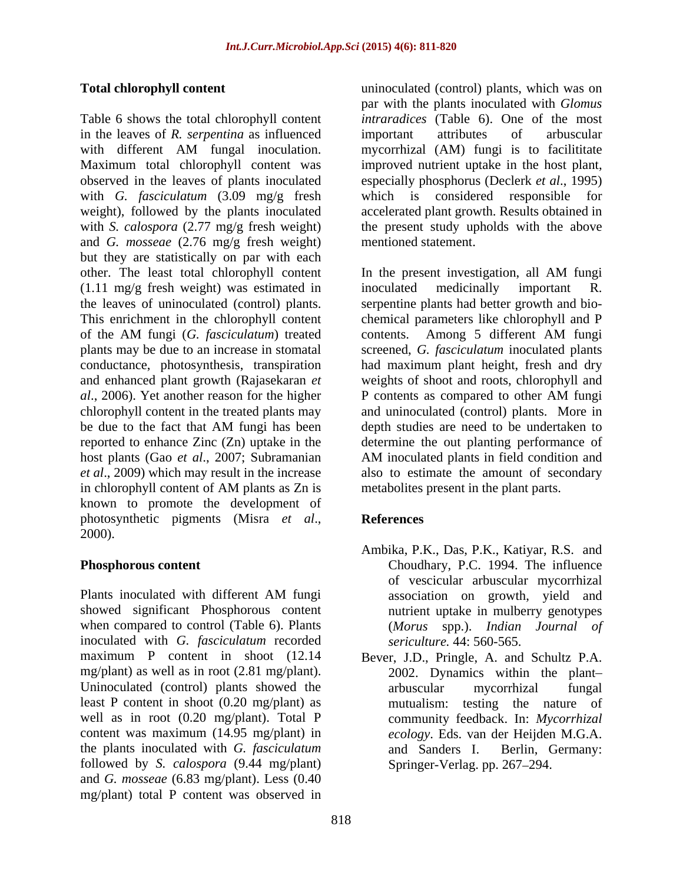### Total chlorophyll content

Table 6 shows the total chlorophyll content in the leaves of *R. serpentina* as influenced with different AM fungal inoculation. Maximum total chlorophyll content was observed in the leaves of plants inoculated with *G. fasciculatum* (3.09 mg/g fresh weight), followed by the plants inoculated with *S. calospora* (2.77 mg/g fresh weight) and *G. mosseae* (2.76 mg/g fresh weight) but they are statistically on par with each other. The least total chlorophyll content (1.11 mg/g fresh weight) was estimated in the leaves of uninoculated (control) plants. This enrichment in the chlorophyll content of the AM fungi (*G. fasciculatum*) treated plants may be due to an increase in stomatal conductance, photosynthesis, transpiration and enhanced plant growth (Rajasekaran *et al*., 2006). Yet another reason for the higher chlorophyll content in the treated plants may be due to the fact that AM fungi has been reported to enhance Zinc (Zn) uptake in the host plants (Gao *et al*., 2007; Subramanian *et al*., 2009) which may result in the increase in chlorophyll content of AM plants as Zn is known to promote the development of photosynthetic pigments (Misra *et al*., 2000).

### Phosphorous content

Plants inoculated with different AM fungi showed significant Phosphorous content when compared to control (Table 6). Plants inoculated with *G. fasciculatum* recorded maximum P content in shoot (12.14 mg/plant) as well as in root (2.81 mg/plant). Uninoculated (control) plants showed the least P content in shoot (0.20 mg/plant) as well as in root (0.20 mg/plant). Total P content was maximum (14.95 mg/plant) in the plants inoculated with *G. fasciculatum* followed by *S. calospora* (9.44 mg/plant) and *G. mosseae* (6.83 mg/plant). Less (0.40 mg/plant) total P content was observed in uninoculated (control) plants, which was on par with the plants inoculated with *Glomus intraradices* (Table 6). One of the most important attributes of arbuscular mycorrhizal (AM) fungi is to facilititate improved nutrient uptake in the host plant, especially phosphorus (Declerk *et al*., 1995) which is considered responsible for accelerated plant growth. Results obtained in the present study upholds with the above mentioned statement.

In the present investigation, all AM fungi inoculated medicinally important R. serpentine plants had better growth and bio-chemical parameters like chlorophyll and P contents. Among 5 different AM fungi screened, *G. fasciculatum* inoculated plants had maximum plant height, fresh and dry weights of shoot and roots, chlorophyll and P contents as compared to other AM fungi and uninoculated (control) plants. More in depth studies are need to be undertaken to determine the out planting performance of AM inoculated plants in field condition and also to estimate the amount of secondary metabolites present in the plant parts.

## References

Ambika, P.K., Das, P.K., Katiyar, R.S. and Choudhary, P.C. 1994. The influence of vescicular arbuscular mycorrhizal association on growth, yield and nutrient uptake in mulberry genotypes (*Morus* spp.). *Indian Journal of sericulture.* 44: 560-565.

Bever, J.D., Pringle, A. and Schultz P.A. 2002. Dynamics within the plant–arbuscular mycorrhizal fungal mutualism: testing the nature of community feedback. In: *Mycorrhizal ecology*. Eds. van der Heijden M.G.A. and Sanders I. Berlin, Germany: Springer-Verlag. pp. 267–294.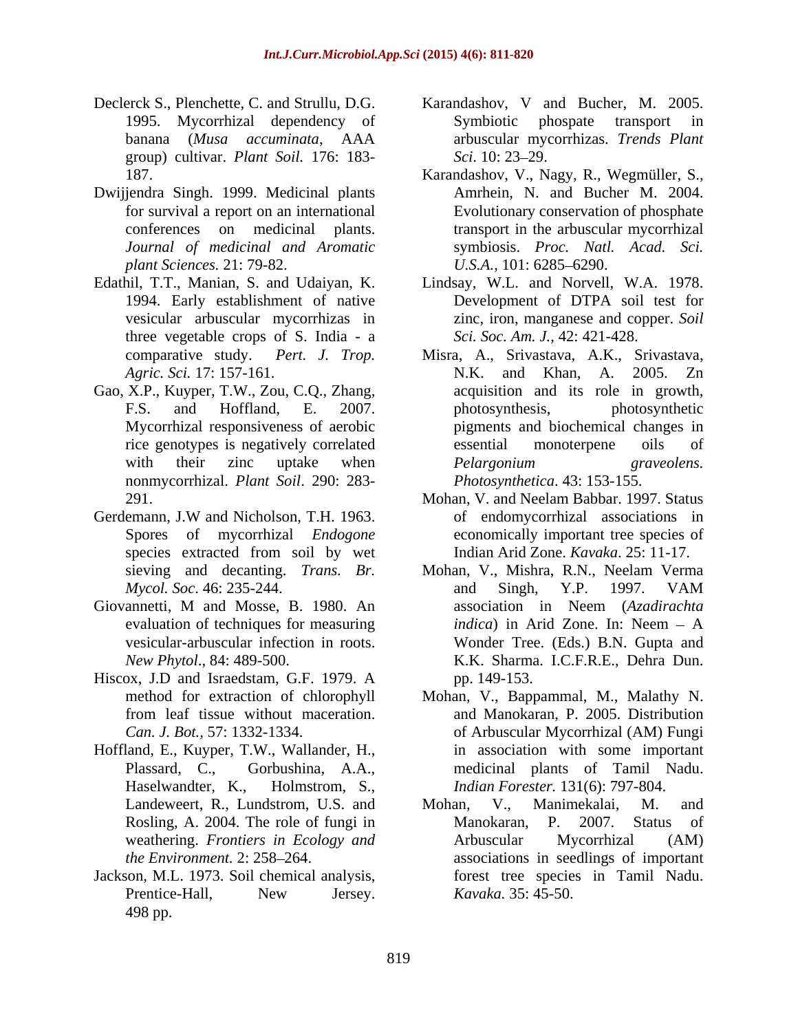Declerck S., Plenchette, C. and Strullu, D.G. 1995. Mycorrhizal dependency of banana (*Musa accuminata*, AAA group) cultivar. *Plant Soil.* 176: 183-187.

Dwijjendra Singh. 1999. Medicinal plants for survival a report on an international conferences on medicinal plants. *Journal of medicinal and Aromatic plant Sciences.* 21: 79-82.

Edathil, T.T., Manian, S. and Udaiyan, K. 1994. Early establishment of native vesicular arbuscular mycorrhizas in three vegetable crops of S. India - a comparative study. *Pert. J. Trop. Agric. Sci.* 17: 157-161.

Gao, X.P., Kuyper, T.W., Zou, C.Q., Zhang, F.S. and Hoffland, E. 2007. Mycorrhizal responsiveness of aerobic rice genotypes is negatively correlated with their zinc uptake when nonmycorrhizal. *Plant Soil*. 290: 283-291.

Gerdemann, J.W and Nicholson, T.H. 1963. Spores of mycorrhizal *Endogone* species extracted from soil by wet sieving and decanting. *Trans. Br. Mycol. Soc*. 46: 235-244.

Giovannetti, M and Mosse, B. 1980. An evaluation of techniques for measuring vesicular-arbuscular infection in roots. *New Phytol*., 84: 489-500.

Hiscox, J.D and Israedstam, G.F. 1979. A method for extraction of chlorophyll from leaf tissue without maceration. *Can. J. Bot.*, 57: 1332-1334.

Hoffland, E., Kuyper, T.W., Wallander, H., Plassard, C., Gorbushina, A.A., Haselwandter, K., Holmstrom, S., Landeweert, R., Lundstrom, U.S. and Rosling, A. 2004. The role of fungi in weathering. *Frontiers in Ecology and the Environment.* 2: 258–264.

Jackson, M.L. 1973. Soil chemical analysis, Prentice-Hall, New Jersey. 498 pp.

Karandashov, V and Bucher, M. 2005. Symbiotic phospate transport in arbuscular mycorrhizas. *Trends Plant Sci*. 10: 23–29.

Karandashov, V., Nagy, R., Wegmüller, S., Amrhein, N. and Bucher M. 2004. Evolutionary conservation of phosphate transport in the arbuscular mycorrhizal symbiosis. *Proc. Natl. Acad. Sci. U.S.A.*, 101: 6285–6290.

Lindsay, W.L. and Norvell, W.A. 1978. Development of DTPA soil test for zinc, iron, manganese and copper. *Soil Sci. Soc. Am. J.*, 42: 421-428.

Misra, A., Srivastava, A.K., Srivastava, N.K. and Khan, A. 2005. Zn acquisition and its role in growth, photosynthesis, photosynthetic pigments and biochemical changes in essential monoterpene oils of *Pelargonium graveolens. Photosynthetica*. 43: 153-155.

Mohan, V. and Neelam Babbar. 1997. Status of endomycorrhizal associations in economically important tree species of Indian Arid Zone. *Kavaka*. 25: 11-17.

Mohan, V., Mishra, R.N., Neelam Verma and Singh, Y.P. 1997. VAM association in Neem (*Azadirachta indica*) in Arid Zone. In: Neem – A Wonder Tree. (Eds.) B.N. Gupta and K.K. Sharma. I.C.F.R.E., Dehra Dun. pp. 149-153.

Mohan, V., Bappammal, M., Malathy N. and Manokaran, P. 2005. Distribution of Arbuscular Mycorrhizal (AM) Fungi in association with some important medicinal plants of Tamil Nadu. *Indian Forester.* 131(6): 797-804.

Mohan, V., Manimekalai, M. and Manokaran, P. 2007. Status of Arbuscular Mycorrhizal (AM) associations in seedlings of important forest tree species in Tamil Nadu. *Kavaka.* 35: 45-50.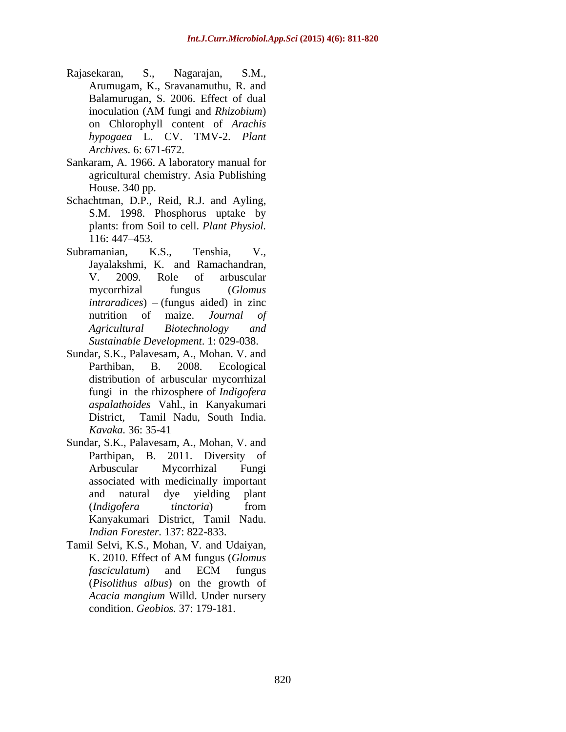Rajasekaran, S., Nagarajan, S.M., Arumugam, K., Sravanamuthu, R. and Balamurugan, S. 2006. Effect of dual inoculation (AM fungi and *Rhizobium*) on Chlorophyll content of *Arachis hypogaea* L. CV. TMV-2. *Plant Archives.* 6: 671-672.

Sankaram, A. 1966. A laboratory manual for agricultural chemistry. Asia Publishing House. 340 pp.

Schachtman, D.P., Reid, R.J. and Ayling, S.M. 1998. Phosphorus uptake by plants: from Soil to cell. *Plant Physiol.* 116: 447–453.

Subramanian, K.S., Tenshia, V., Jayalakshmi, K. and Ramachandran, V. 2009. Role of arbuscular mycorrhizal fungus (*Glomus intraradices*) – (fungus aided) in zinc nutrition of maize. *Journal of Agricultural Biotechnology and Sustainable Development*. 1: 029-038.

Sundar, S.K., Palavesam, A., Mohan. V. and Parthiban, B. 2008. Ecological distribution of arbuscular mycorrhizal fungi in the rhizosphere of *Indigofera aspalathoides* Vahl., in Kanyakumari District, Tamil Nadu, South India. *Kavaka.* 36: 35-41

Sundar, S.K., Palavesam, A., Mohan, V. and Parthipan, B. 2011. Diversity of Arbuscular Mycorrhizal Fungi associated with medicinally important and natural dye yielding plant (*Indigofera tinctoria*) from Kanyakumari District, Tamil Nadu. *Indian Forester.* 137: 822-833.

Tamil Selvi, K.S., Mohan, V. and Udaiyan, K. 2010. Effect of AM fungus (*Glomus fasciculatum*) and ECM fungus (*Pisolithus albus*) on the growth of *Acacia mangium* Willd. Under nursery condition. *Geobios.* 37: 179-181.